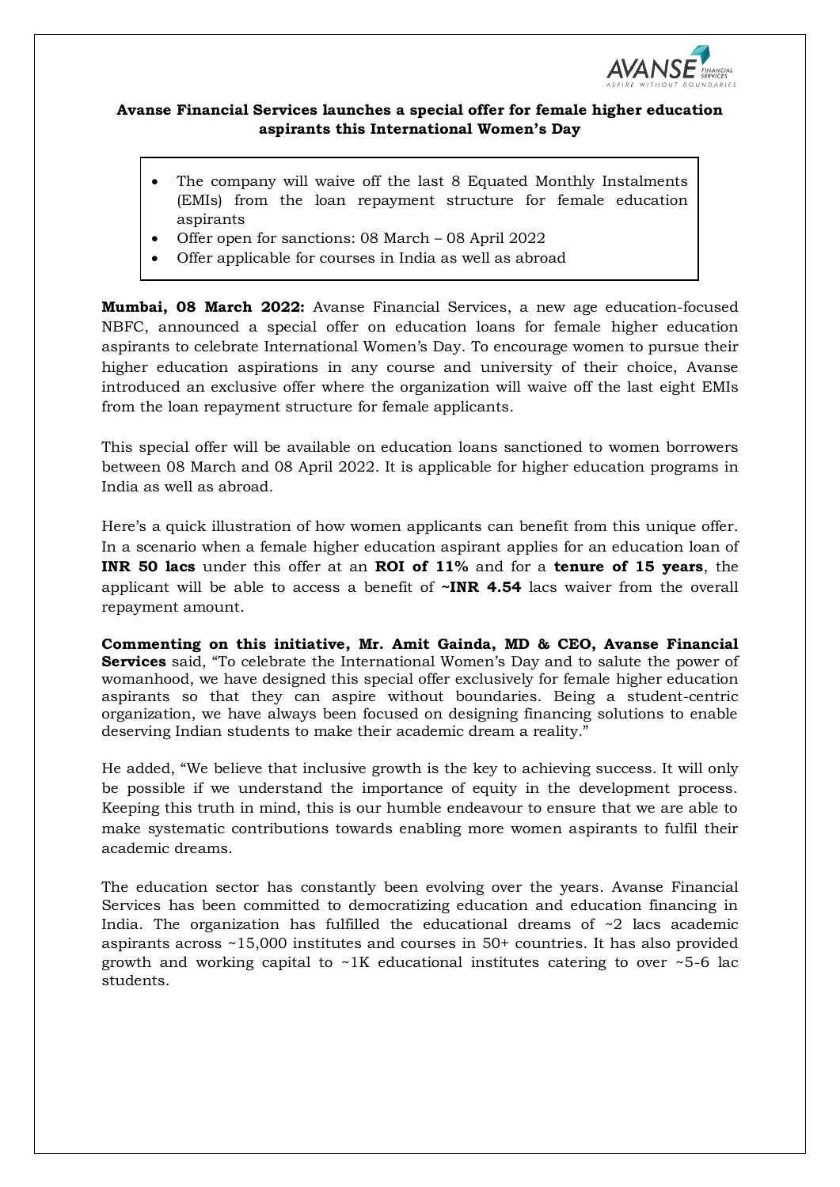**Avanse Financial Services launches a special offer for female higher education aspirants this International Women's Day**

- The company will waive off the last 8 Equated Monthly Instalments (EMIs) from the loan repayment structure for female education aspirants
- Offer open for sanctions: 08 March – 08 April 2022
- Offer applicable for courses in India as well as abroad

**Mumbai, 08 March 2022:** Avanse Financial Services, a new age education-focused NBFC, announced a special offer on education loans for female higher education aspirants to celebrate International Women's Day. To encourage women to pursue their higher education aspirations in any course and university of their choice, Avanse introduced an exclusive offer where the organization will waive off the last eight EMIs from the loan repayment structure for female applicants.

This special offer will be available on education loans sanctioned to women borrowers between 08 March and 08 April 2022. It is applicable for higher education programs in India as well as abroad.

Here's a quick illustration of how women applicants can benefit from this unique offer. In a scenario when a female higher education aspirant applies for an education loan of **INR 50 lacs** under this offer at an **ROI of 11%** and for a **tenure of 15 years**, the applicant will be able to access a benefit of **~INR 4.54** lacs waiver from the overall repayment amount.

**Commenting on this initiative, Mr. Amit Gainda, MD & CEO, Avanse Financial Services** said, "To celebrate the International Women's Day and to salute the power of womanhood, we have designed this special offer exclusively for female higher education aspirants so that they can aspire without boundaries. Being a student-centric organization, we have always been focused on designing financing solutions to enable deserving Indian students to make their academic dream a reality."

He added, "We believe that inclusive growth is the key to achieving success. It will only be possible if we understand the importance of equity in the development process. Keeping this truth in mind, this is our humble endeavour to ensure that we are able to make systematic contributions towards enabling more women aspirants to fulfil their academic dreams.

The education sector has constantly been evolving over the years. Avanse Financial Services has been committed to democratizing education and education financing in India. The organization has fulfilled the educational dreams of ~2 lacs academic aspirants across ~15,000 institutes and courses in 50+ countries. It has also provided growth and working capital to ~1K educational institutes catering to over ~5-6 lac students.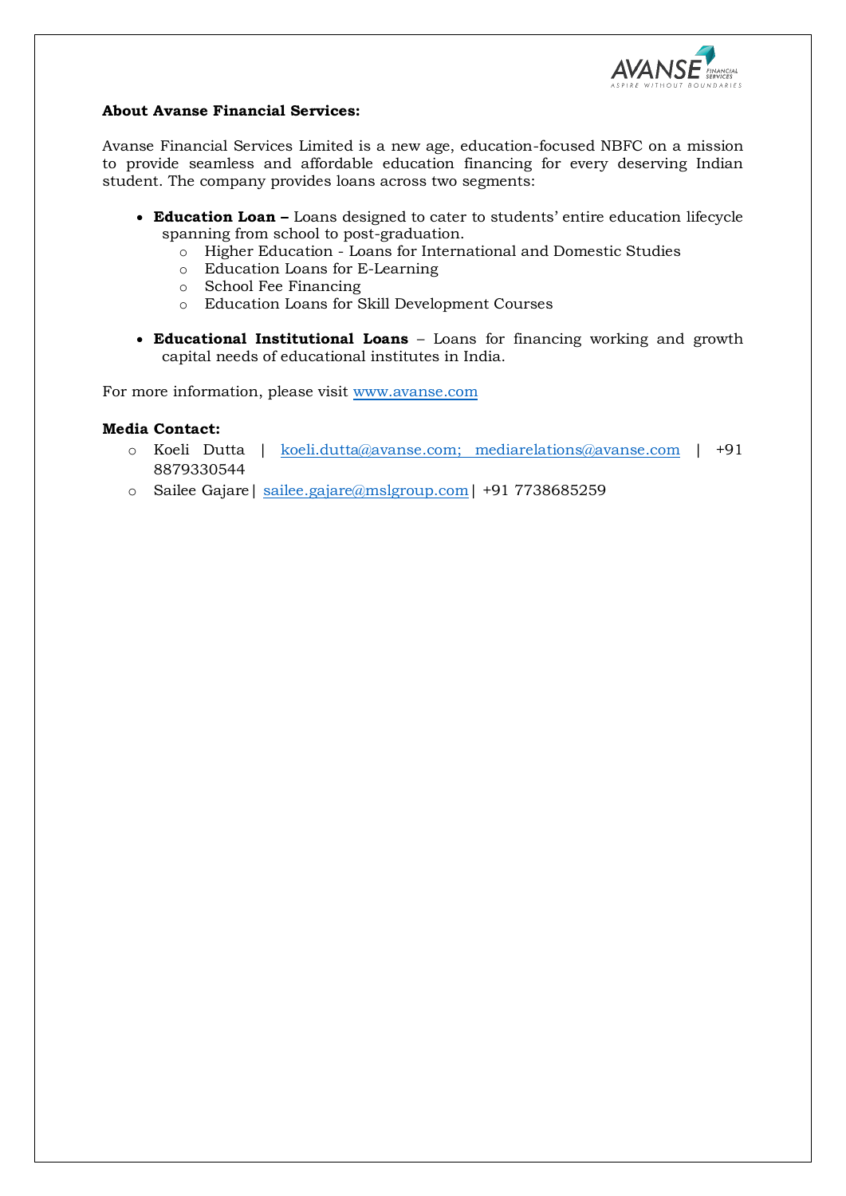**About Avanse Financial Services:**

Avanse Financial Services Limited is a new age, education-focused NBFC on a mission to provide seamless and affordable education financing for every deserving Indian student. The company provides loans across two segments:

- **Education Loan –** Loans designed to cater to students' entire education lifecycle spanning from school to post-graduation.
  - Higher Education - Loans for International and Domestic Studies
  - Education Loans for E-Learning
  - School Fee Financing
  - Education Loans for Skill Development Courses

- **Educational Institutional Loans** – Loans for financing working and growth capital needs of educational institutes in India.

For more information, please visit www.avanse.com

**Media Contact:**

- Koeli Dutta | koeli.dutta@avanse.com; mediarelations@avanse.com | +91 8879330544
- Sailee Gajare | sailee.gajare@mslgroup.com | +91 7738685259